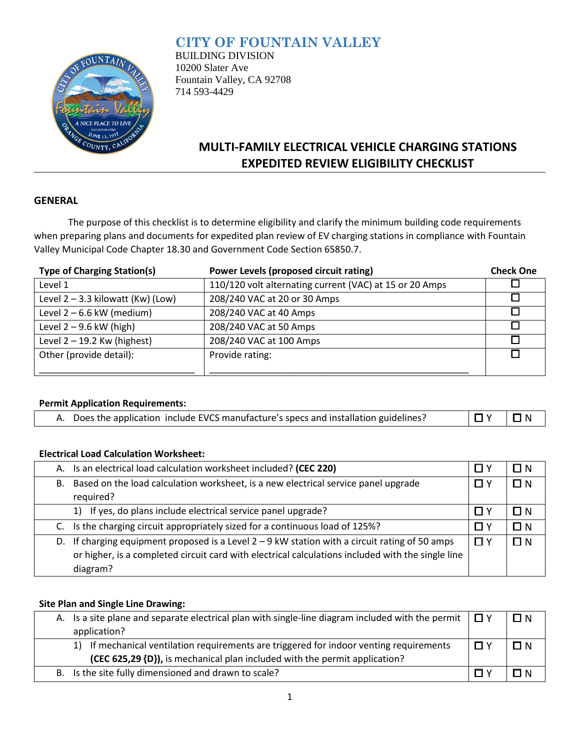# CITY OF FOUNTAIN VALLEY

BUILDING DIVISION
10200 Slater Ave
Fountain Valley, CA 92708
714 593-4429

## MULTI-FAMILY ELECTRICAL VEHICLE CHARGING STATIONS EXPEDITED REVIEW ELIGIBILITY CHECKLIST

### GENERAL

The purpose of this checklist is to determine eligibility and clarify the minimum building code requirements when preparing plans and documents for expedited plan review of EV charging stations in compliance with Fountain Valley Municipal Code Chapter 18.30 and Government Code Section 65850.7.

| Type of Charging Station(s) | Power Levels (proposed circuit rating) | Check One |
|---|---|---|
| Level 1 | 110/120 volt alternating current (VAC) at 15 or 20 Amps | ☐ |
| Level 2 – 3.3 kilowatt (Kw) (Low) | 208/240 VAC at 20 or 30 Amps | ☐ |
| Level 2 – 6.6 kW (medium) | 208/240 VAC at 40 Amps | ☐ |
| Level 2 – 9.6 kW (high) | 208/240 VAC at 50 Amps | ☐ |
| Level 2 – 19.2 Kw (highest) | 208/240 VAC at 100 Amps | ☐ |
| Other (provide detail): ______________________________ | Provide rating: ______________________________ | ☐ |

**Permit Application Requirements:**

| | | |
|---|---|---|
| A. Does the application include EVCS manufacture's specs and installation guidelines? | ☐ Y | ☐ N |

**Electrical Load Calculation Worksheet:**

| | | |
|---|---|---|
| A. Is an electrical load calculation worksheet included? **(CEC 220)** | ☐ Y | ☐ N |
| B. Based on the load calculation worksheet, is a new electrical service panel upgrade required? | ☐ Y | ☐ N |
| 1) If yes, do plans include electrical service panel upgrade? | ☐ Y | ☐ N |
| C. Is the charging circuit appropriately sized for a continuous load of 125%? | ☐ Y | ☐ N |
| D. If charging equipment proposed is a Level 2 – 9 kW station with a circuit rating of 50 amps or higher, is a completed circuit card with electrical calculations included with the single line diagram? | ☐ Y | ☐ N |

**Site Plan and Single Line Drawing:**

| | | |
|---|---|---|
| A. Is a site plane and separate electrical plan with single-line diagram included with the permit application? | ☐ Y | ☐ N |
| 1) If mechanical ventilation requirements are triggered for indoor venting requirements **(CEC 625,29 {D}),** is mechanical plan included with the permit application? | ☐ Y | ☐ N |
| B. Is the site fully dimensioned and drawn to scale? | ☐ Y | ☐ N |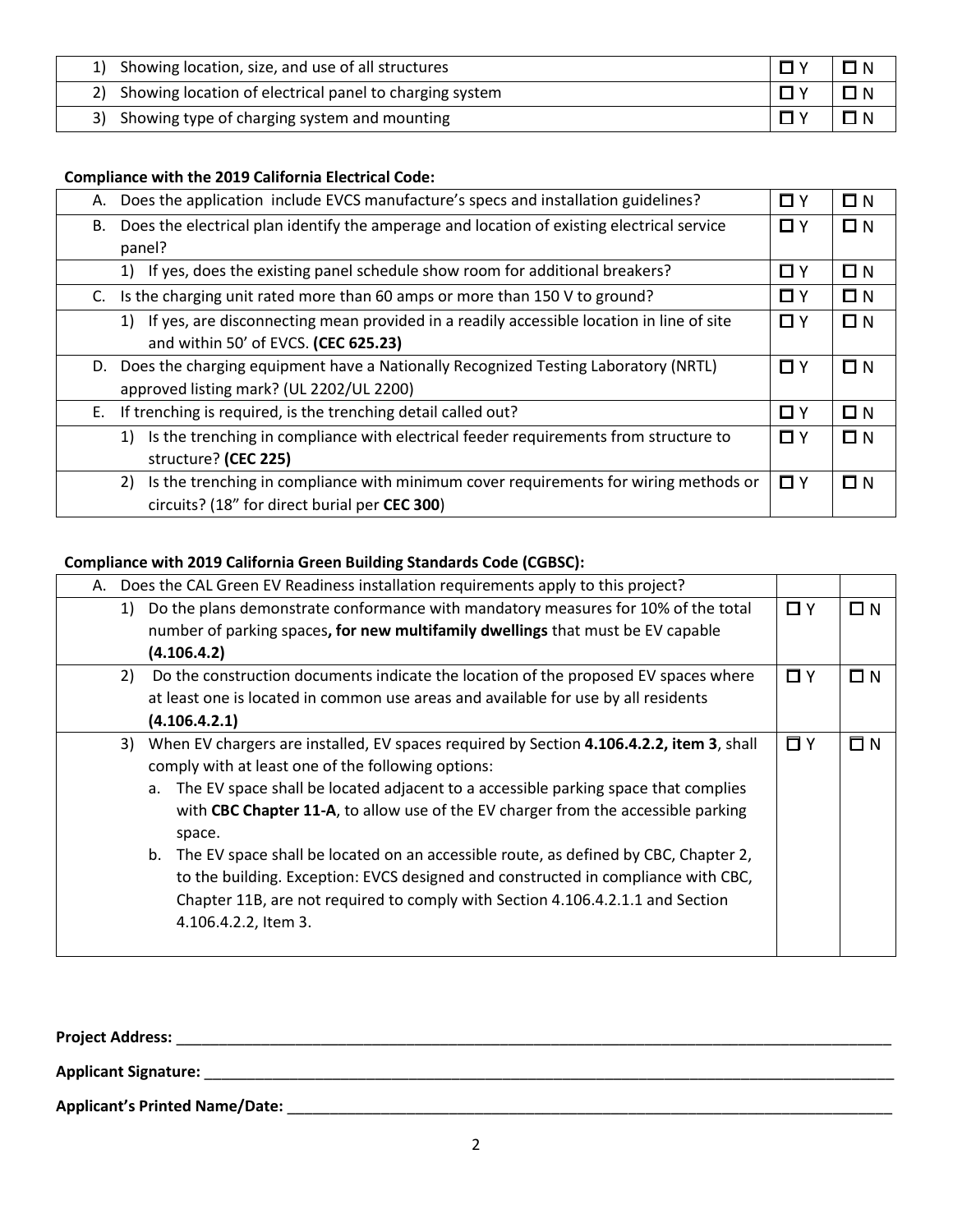| | | |
|---|---|---|
| 1) Showing location, size, and use of all structures | ☐ Y | ☐ N |
| 2) Showing location of electrical panel to charging system | ☐ Y | ☐ N |
| 3) Showing type of charging system and mounting | ☐ Y | ☐ N |

**Compliance with the 2019 California Electrical Code:**

| | | |
|---|---|---|
| A. Does the application include EVCS manufacture's specs and installation guidelines? | ☐ Y | ☐ N |
| B. Does the electrical plan identify the amperage and location of existing electrical service panel? | ☐ Y | ☐ N |
| 1) If yes, does the existing panel schedule show room for additional breakers? | ☐ Y | ☐ N |
| C. Is the charging unit rated more than 60 amps or more than 150 V to ground? | ☐ Y | ☐ N |
| 1) If yes, are disconnecting mean provided in a readily accessible location in line of site and within 50' of EVCS. **(CEC 625.23)** | ☐ Y | ☐ N |
| D. Does the charging equipment have a Nationally Recognized Testing Laboratory (NRTL) approved listing mark? (UL 2202/UL 2200) | ☐ Y | ☐ N |
| E. If trenching is required, is the trenching detail called out? | ☐ Y | ☐ N |
| 1) Is the trenching in compliance with electrical feeder requirements from structure to structure? **(CEC 225)** | ☐ Y | ☐ N |
| 2) Is the trenching in compliance with minimum cover requirements for wiring methods or circuits? (18" for direct burial per **CEC 300**) | ☐ Y | ☐ N |

**Compliance with 2019 California Green Building Standards Code (CGBSC):**

| | | |
|---|---|---|
| A. Does the CAL Green EV Readiness installation requirements apply to this project? | | |
| 1) Do the plans demonstrate conformance with mandatory measures for 10% of the total number of parking spaces**, for new multifamily dwellings** that must be EV capable **(4.106.4.2)** | ☐ Y | ☐ N |
| 2) Do the construction documents indicate the location of the proposed EV spaces where at least one is located in common use areas and available for use by all residents **(4.106.4.2.1)** | ☐ Y | ☐ N |
| 3) When EV chargers are installed, EV spaces required by Section **4.106.4.2.2, item 3**, shall comply with at least one of the following options:<br>a. The EV space shall be located adjacent to a accessible parking space that complies with **CBC Chapter 11-A**, to allow use of the EV charger from the accessible parking space.<br>b. The EV space shall be located on an accessible route, as defined by CBC, Chapter 2, to the building. Exception: EVCS designed and constructed in compliance with CBC, Chapter 11B, are not required to comply with Section 4.106.4.2.1.1 and Section 4.106.4.2.2, Item 3. | ☐ Y | ☐ N |

**Project Address:** \_\_\_\_\_\_\_\_\_\_\_\_\_\_\_\_\_\_\_\_\_\_\_\_\_\_\_\_\_\_\_\_\_\_\_\_\_\_\_\_

**Applicant Signature:** \_\_\_\_\_\_\_\_\_\_\_\_\_\_\_\_\_\_\_\_\_\_\_\_\_\_\_\_\_\_\_\_\_\_\_\_\_\_\_\_

**Applicant's Printed Name/Date:** \_\_\_\_\_\_\_\_\_\_\_\_\_\_\_\_\_\_\_\_\_\_\_\_\_\_\_\_\_\_\_\_\_\_\_\_\_\_\_\_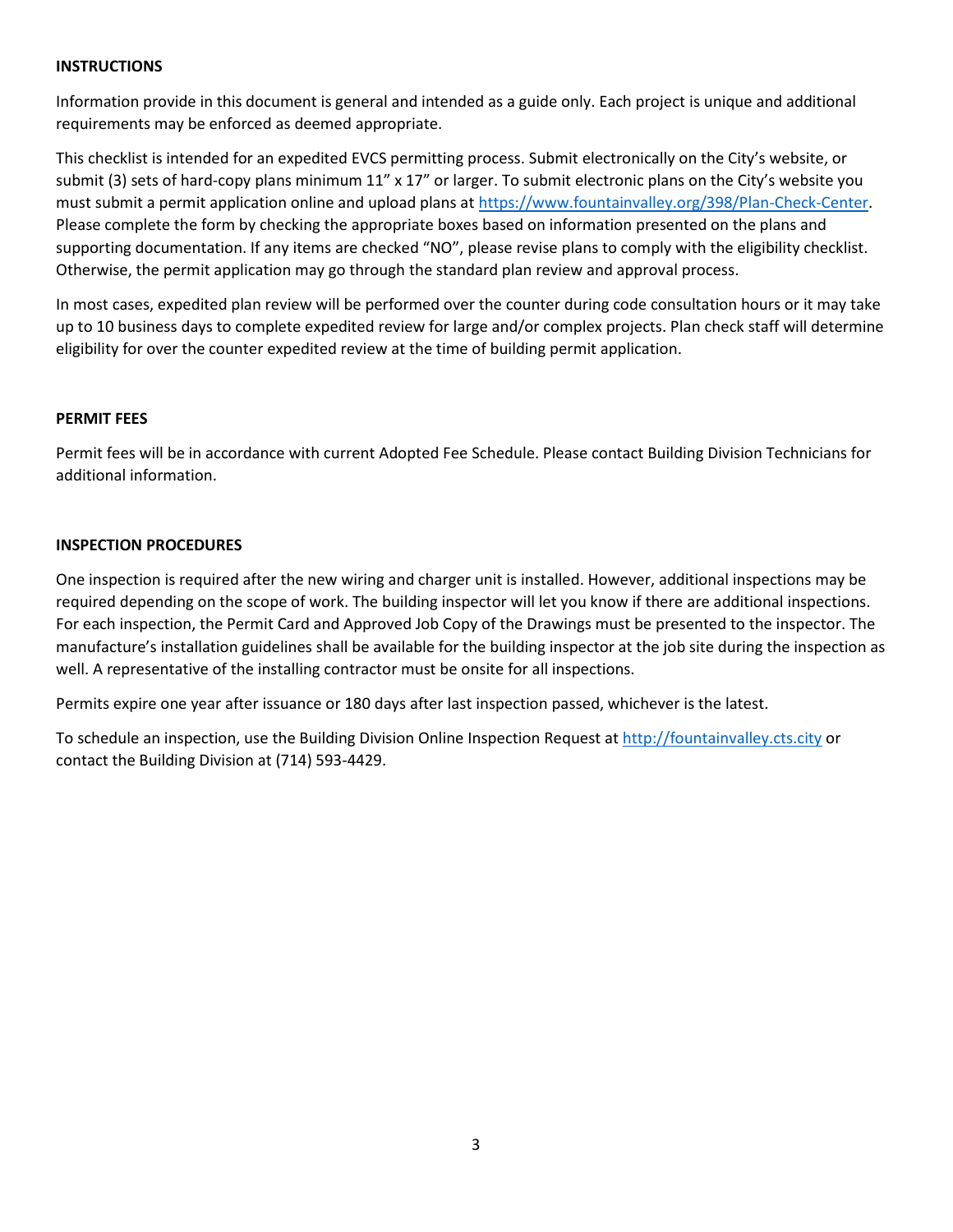**INSTRUCTIONS**

Information provide in this document is general and intended as a guide only. Each project is unique and additional requirements may be enforced as deemed appropriate.

This checklist is intended for an expedited EVCS permitting process. Submit electronically on the City's website, or submit (3) sets of hard-copy plans minimum 11" x 17" or larger. To submit electronic plans on the City's website you must submit a permit application online and upload plans at https://www.fountainvalley.org/398/Plan-Check-Center. Please complete the form by checking the appropriate boxes based on information presented on the plans and supporting documentation. If any items are checked "NO", please revise plans to comply with the eligibility checklist. Otherwise, the permit application may go through the standard plan review and approval process.

In most cases, expedited plan review will be performed over the counter during code consultation hours or it may take up to 10 business days to complete expedited review for large and/or complex projects. Plan check staff will determine eligibility for over the counter expedited review at the time of building permit application.

**PERMIT FEES**

Permit fees will be in accordance with current Adopted Fee Schedule. Please contact Building Division Technicians for additional information.

**INSPECTION PROCEDURES**

One inspection is required after the new wiring and charger unit is installed. However, additional inspections may be required depending on the scope of work. The building inspector will let you know if there are additional inspections. For each inspection, the Permit Card and Approved Job Copy of the Drawings must be presented to the inspector. The manufacture's installation guidelines shall be available for the building inspector at the job site during the inspection as well. A representative of the installing contractor must be onsite for all inspections.

Permits expire one year after issuance or 180 days after last inspection passed, whichever is the latest.

To schedule an inspection, use the Building Division Online Inspection Request at http://fountainvalley.cts.city or contact the Building Division at (714) 593-4429.